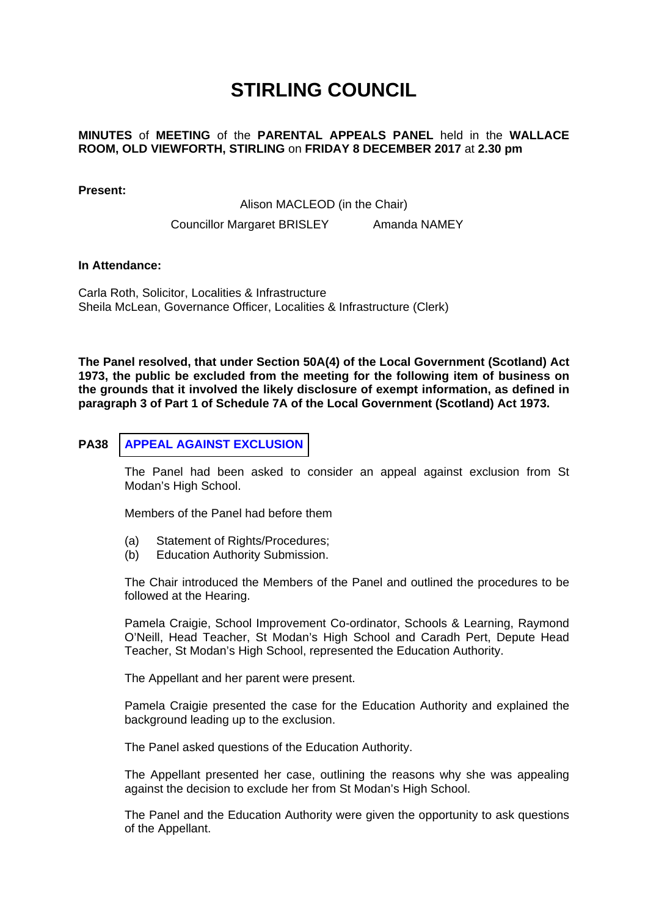# STIRLING COUNCIL

**MINUTES** of **MEETING** of the **PARENTAL APPEALS PANEL** held in the **WALLACE ROOM, OLD VIEWFORTH, STIRLING** on **FRIDAY 8 DECEMBER 2017** at **2.30 pm**

**Present:**

Alison MACLEOD (in the Chair)

Councillor Margaret BRISLEY Amanda NAMEY

**In Attendance:**

Carla Roth, Solicitor, Localities & Infrastructure
Sheila McLean, Governance Officer, Localities & Infrastructure (Clerk)

**The Panel resolved, that under Section 50A(4) of the Local Government (Scotland) Act 1973, the public be excluded from the meeting for the following item of business on the grounds that it involved the likely disclosure of exempt information, as defined in paragraph 3 of Part 1 of Schedule 7A of the Local Government (Scotland) Act 1973.**

## PA38 APPEAL AGAINST EXCLUSION

The Panel had been asked to consider an appeal against exclusion from St Modan's High School.

Members of the Panel had before them

(a) Statement of Rights/Procedures;
(b) Education Authority Submission.

The Chair introduced the Members of the Panel and outlined the procedures to be followed at the Hearing.

Pamela Craigie, School Improvement Co-ordinator, Schools & Learning, Raymond O'Neill, Head Teacher, St Modan's High School and Caradh Pert, Depute Head Teacher, St Modan's High School, represented the Education Authority.

The Appellant and her parent were present.

Pamela Craigie presented the case for the Education Authority and explained the background leading up to the exclusion.

The Panel asked questions of the Education Authority.

The Appellant presented her case, outlining the reasons why she was appealing against the decision to exclude her from St Modan's High School.

The Panel and the Education Authority were given the opportunity to ask questions of the Appellant.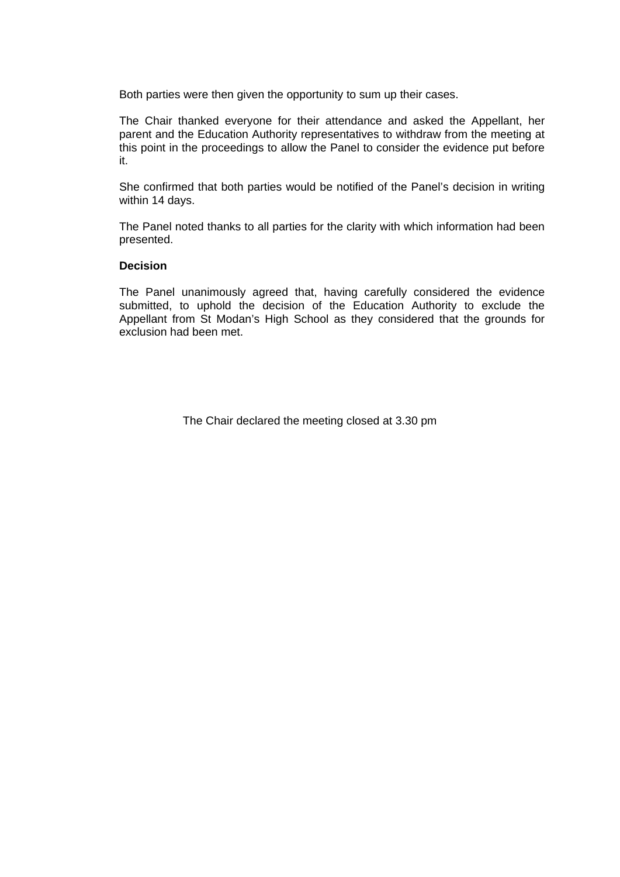Both parties were then given the opportunity to sum up their cases.

The Chair thanked everyone for their attendance and asked the Appellant, her parent and the Education Authority representatives to withdraw from the meeting at this point in the proceedings to allow the Panel to consider the evidence put before it.

She confirmed that both parties would be notified of the Panel's decision in writing within 14 days.

The Panel noted thanks to all parties for the clarity with which information had been presented.

**Decision**

The Panel unanimously agreed that, having carefully considered the evidence submitted, to uphold the decision of the Education Authority to exclude the Appellant from St Modan's High School as they considered that the grounds for exclusion had been met.

The Chair declared the meeting closed at 3.30 pm